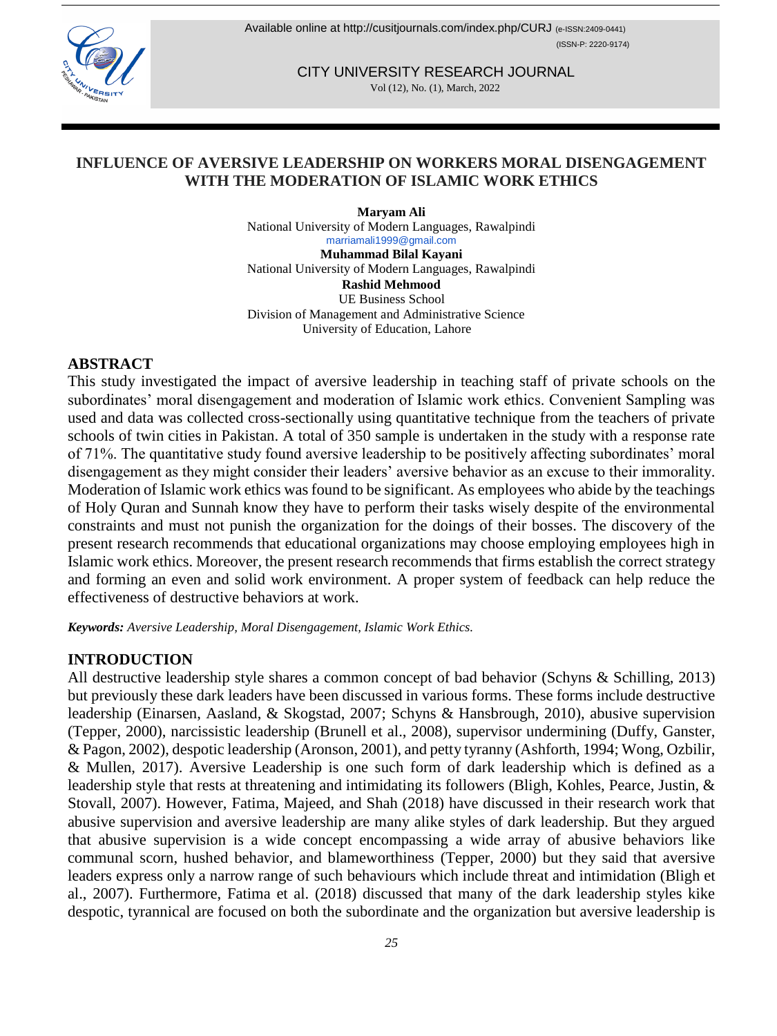# INFLUENCE OF AVERSIVE LEADERSHIP ON WORKERS MORAL DISENGAGEMENT WITH THE MODERATION OF ISLAMIC WORK ETHICS

**Maryam Ali**
National University of Modern Languages, Rawalpindi
marriamali1999@gmail.com

**Muhammad Bilal Kayani**
National University of Modern Languages, Rawalpindi

**Rashid Mehmood**
UE Business School
Division of Management and Administrative Science
University of Education, Lahore

## ABSTRACT

This study investigated the impact of aversive leadership in teaching staff of private schools on the subordinates' moral disengagement and moderation of Islamic work ethics. Convenient Sampling was used and data was collected cross-sectionally using quantitative technique from the teachers of private schools of twin cities in Pakistan. A total of 350 sample is undertaken in the study with a response rate of 71%. The quantitative study found aversive leadership to be positively affecting subordinates' moral disengagement as they might consider their leaders' aversive behavior as an excuse to their immorality. Moderation of Islamic work ethics was found to be significant. As employees who abide by the teachings of Holy Quran and Sunnah know they have to perform their tasks wisely despite of the environmental constraints and must not punish the organization for the doings of their bosses. The discovery of the present research recommends that educational organizations may choose employing employees high in Islamic work ethics. Moreover, the present research recommends that firms establish the correct strategy and forming an even and solid work environment. A proper system of feedback can help reduce the effectiveness of destructive behaviors at work.

***Keywords:*** *Aversive Leadership, Moral Disengagement, Islamic Work Ethics.*

## INTRODUCTION

All destructive leadership style shares a common concept of bad behavior (Schyns & Schilling, 2013) but previously these dark leaders have been discussed in various forms. These forms include destructive leadership (Einarsen, Aasland, & Skogstad, 2007; Schyns & Hansbrough, 2010), abusive supervision (Tepper, 2000), narcissistic leadership (Brunell et al., 2008), supervisor undermining (Duffy, Ganster, & Pagon, 2002), despotic leadership (Aronson, 2001), and petty tyranny (Ashforth, 1994; Wong, Ozbilir, & Mullen, 2017). Aversive Leadership is one such form of dark leadership which is defined as a leadership style that rests at threatening and intimidating its followers (Bligh, Kohles, Pearce, Justin, & Stovall, 2007). However, Fatima, Majeed, and Shah (2018) have discussed in their research work that abusive supervision and aversive leadership are many alike styles of dark leadership. But they argued that abusive supervision is a wide concept encompassing a wide array of abusive behaviors like communal scorn, hushed behavior, and blameworthiness (Tepper, 2000) but they said that aversive leaders express only a narrow range of such behaviours which include threat and intimidation (Bligh et al., 2007). Furthermore, Fatima et al. (2018) discussed that many of the dark leadership styles kike despotic, tyrannical are focused on both the subordinate and the organization but aversive leadership is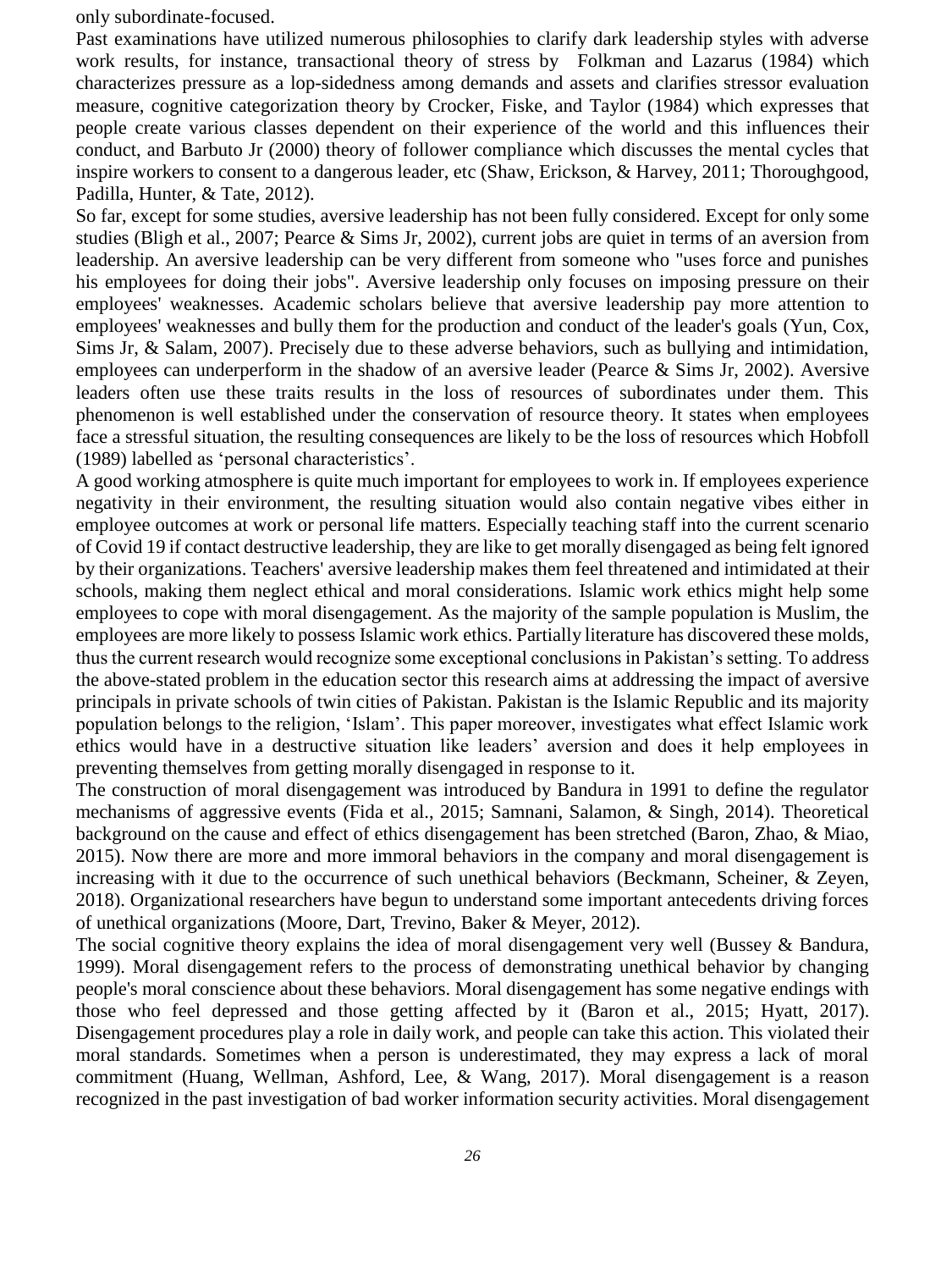only subordinate-focused.

Past examinations have utilized numerous philosophies to clarify dark leadership styles with adverse work results, for instance, transactional theory of stress by Folkman and Lazarus (1984) which characterizes pressure as a lop-sidedness among demands and assets and clarifies stressor evaluation measure, cognitive categorization theory by Crocker, Fiske, and Taylor (1984) which expresses that people create various classes dependent on their experience of the world and this influences their conduct, and Barbuto Jr (2000) theory of follower compliance which discusses the mental cycles that inspire workers to consent to a dangerous leader, etc (Shaw, Erickson, & Harvey, 2011; Thoroughgood, Padilla, Hunter, & Tate, 2012).

So far, except for some studies, aversive leadership has not been fully considered. Except for only some studies (Bligh et al., 2007; Pearce & Sims Jr, 2002), current jobs are quiet in terms of an aversion from leadership. An aversive leadership can be very different from someone who "uses force and punishes his employees for doing their jobs". Aversive leadership only focuses on imposing pressure on their employees' weaknesses. Academic scholars believe that aversive leadership pay more attention to employees' weaknesses and bully them for the production and conduct of the leader's goals (Yun, Cox, Sims Jr, & Salam, 2007). Precisely due to these adverse behaviors, such as bullying and intimidation, employees can underperform in the shadow of an aversive leader (Pearce & Sims Jr, 2002). Aversive leaders often use these traits results in the loss of resources of subordinates under them. This phenomenon is well established under the conservation of resource theory. It states when employees face a stressful situation, the resulting consequences are likely to be the loss of resources which Hobfoll (1989) labelled as 'personal characteristics'.

A good working atmosphere is quite much important for employees to work in. If employees experience negativity in their environment, the resulting situation would also contain negative vibes either in employee outcomes at work or personal life matters. Especially teaching staff into the current scenario of Covid 19 if contact destructive leadership, they are like to get morally disengaged as being felt ignored by their organizations. Teachers' aversive leadership makes them feel threatened and intimidated at their schools, making them neglect ethical and moral considerations. Islamic work ethics might help some employees to cope with moral disengagement. As the majority of the sample population is Muslim, the employees are more likely to possess Islamic work ethics. Partially literature has discovered these molds, thus the current research would recognize some exceptional conclusions in Pakistan's setting. To address the above-stated problem in the education sector this research aims at addressing the impact of aversive principals in private schools of twin cities of Pakistan. Pakistan is the Islamic Republic and its majority population belongs to the religion, 'Islam'. This paper moreover, investigates what effect Islamic work ethics would have in a destructive situation like leaders' aversion and does it help employees in preventing themselves from getting morally disengaged in response to it.

The construction of moral disengagement was introduced by Bandura in 1991 to define the regulator mechanisms of aggressive events (Fida et al., 2015; Samnani, Salamon, & Singh, 2014). Theoretical background on the cause and effect of ethics disengagement has been stretched (Baron, Zhao, & Miao, 2015). Now there are more and more immoral behaviors in the company and moral disengagement is increasing with it due to the occurrence of such unethical behaviors (Beckmann, Scheiner, & Zeyen, 2018). Organizational researchers have begun to understand some important antecedents driving forces of unethical organizations (Moore, Dart, Trevino, Baker & Meyer, 2012).

The social cognitive theory explains the idea of moral disengagement very well (Bussey & Bandura, 1999). Moral disengagement refers to the process of demonstrating unethical behavior by changing people's moral conscience about these behaviors. Moral disengagement has some negative endings with those who feel depressed and those getting affected by it (Baron et al., 2015; Hyatt, 2017). Disengagement procedures play a role in daily work, and people can take this action. This violated their moral standards. Sometimes when a person is underestimated, they may express a lack of moral commitment (Huang, Wellman, Ashford, Lee, & Wang, 2017). Moral disengagement is a reason recognized in the past investigation of bad worker information security activities. Moral disengagement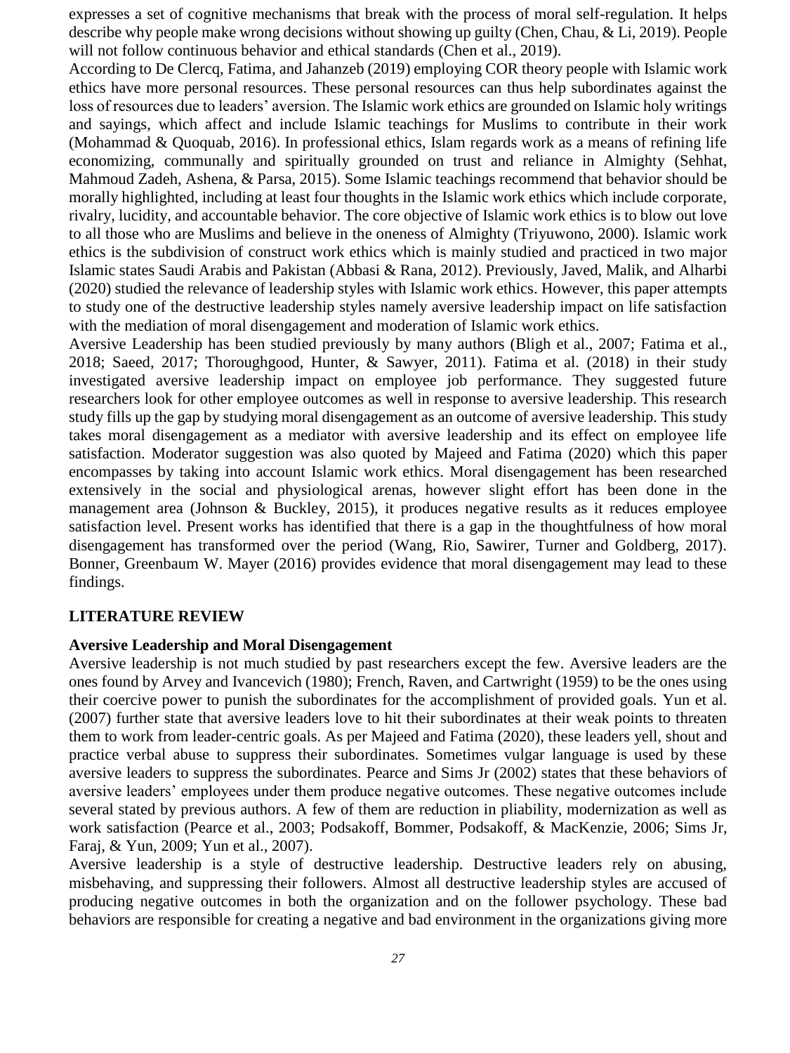expresses a set of cognitive mechanisms that break with the process of moral self-regulation. It helps describe why people make wrong decisions without showing up guilty (Chen, Chau, & Li, 2019). People will not follow continuous behavior and ethical standards (Chen et al., 2019).

According to De Clercq, Fatima, and Jahanzeb (2019) employing COR theory people with Islamic work ethics have more personal resources. These personal resources can thus help subordinates against the loss of resources due to leaders' aversion. The Islamic work ethics are grounded on Islamic holy writings and sayings, which affect and include Islamic teachings for Muslims to contribute in their work (Mohammad & Quoquab, 2016). In professional ethics, Islam regards work as a means of refining life economizing, communally and spiritually grounded on trust and reliance in Almighty (Sehhat, Mahmoud Zadeh, Ashena, & Parsa, 2015). Some Islamic teachings recommend that behavior should be morally highlighted, including at least four thoughts in the Islamic work ethics which include corporate, rivalry, lucidity, and accountable behavior. The core objective of Islamic work ethics is to blow out love to all those who are Muslims and believe in the oneness of Almighty (Triyuwono, 2000). Islamic work ethics is the subdivision of construct work ethics which is mainly studied and practiced in two major Islamic states Saudi Arabis and Pakistan (Abbasi & Rana, 2012). Previously, Javed, Malik, and Alharbi (2020) studied the relevance of leadership styles with Islamic work ethics. However, this paper attempts to study one of the destructive leadership styles namely aversive leadership impact on life satisfaction with the mediation of moral disengagement and moderation of Islamic work ethics.

Aversive Leadership has been studied previously by many authors (Bligh et al., 2007; Fatima et al., 2018; Saeed, 2017; Thoroughgood, Hunter, & Sawyer, 2011). Fatima et al. (2018) in their study investigated aversive leadership impact on employee job performance. They suggested future researchers look for other employee outcomes as well in response to aversive leadership. This research study fills up the gap by studying moral disengagement as an outcome of aversive leadership. This study takes moral disengagement as a mediator with aversive leadership and its effect on employee life satisfaction. Moderator suggestion was also quoted by Majeed and Fatima (2020) which this paper encompasses by taking into account Islamic work ethics. Moral disengagement has been researched extensively in the social and physiological arenas, however slight effort has been done in the management area (Johnson & Buckley, 2015), it produces negative results as it reduces employee satisfaction level. Present works has identified that there is a gap in the thoughtfulness of how moral disengagement has transformed over the period (Wang, Rio, Sawirer, Turner and Goldberg, 2017). Bonner, Greenbaum W. Mayer (2016) provides evidence that moral disengagement may lead to these findings.

## LITERATURE REVIEW

### Aversive Leadership and Moral Disengagement

Aversive leadership is not much studied by past researchers except the few. Aversive leaders are the ones found by Arvey and Ivancevich (1980); French, Raven, and Cartwright (1959) to be the ones using their coercive power to punish the subordinates for the accomplishment of provided goals. Yun et al. (2007) further state that aversive leaders love to hit their subordinates at their weak points to threaten them to work from leader-centric goals. As per Majeed and Fatima (2020), these leaders yell, shout and practice verbal abuse to suppress their subordinates. Sometimes vulgar language is used by these aversive leaders to suppress the subordinates. Pearce and Sims Jr (2002) states that these behaviors of aversive leaders' employees under them produce negative outcomes. These negative outcomes include several stated by previous authors. A few of them are reduction in pliability, modernization as well as work satisfaction (Pearce et al., 2003; Podsakoff, Bommer, Podsakoff, & MacKenzie, 2006; Sims Jr, Faraj, & Yun, 2009; Yun et al., 2007).

Aversive leadership is a style of destructive leadership. Destructive leaders rely on abusing, misbehaving, and suppressing their followers. Almost all destructive leadership styles are accused of producing negative outcomes in both the organization and on the follower psychology. These bad behaviors are responsible for creating a negative and bad environment in the organizations giving more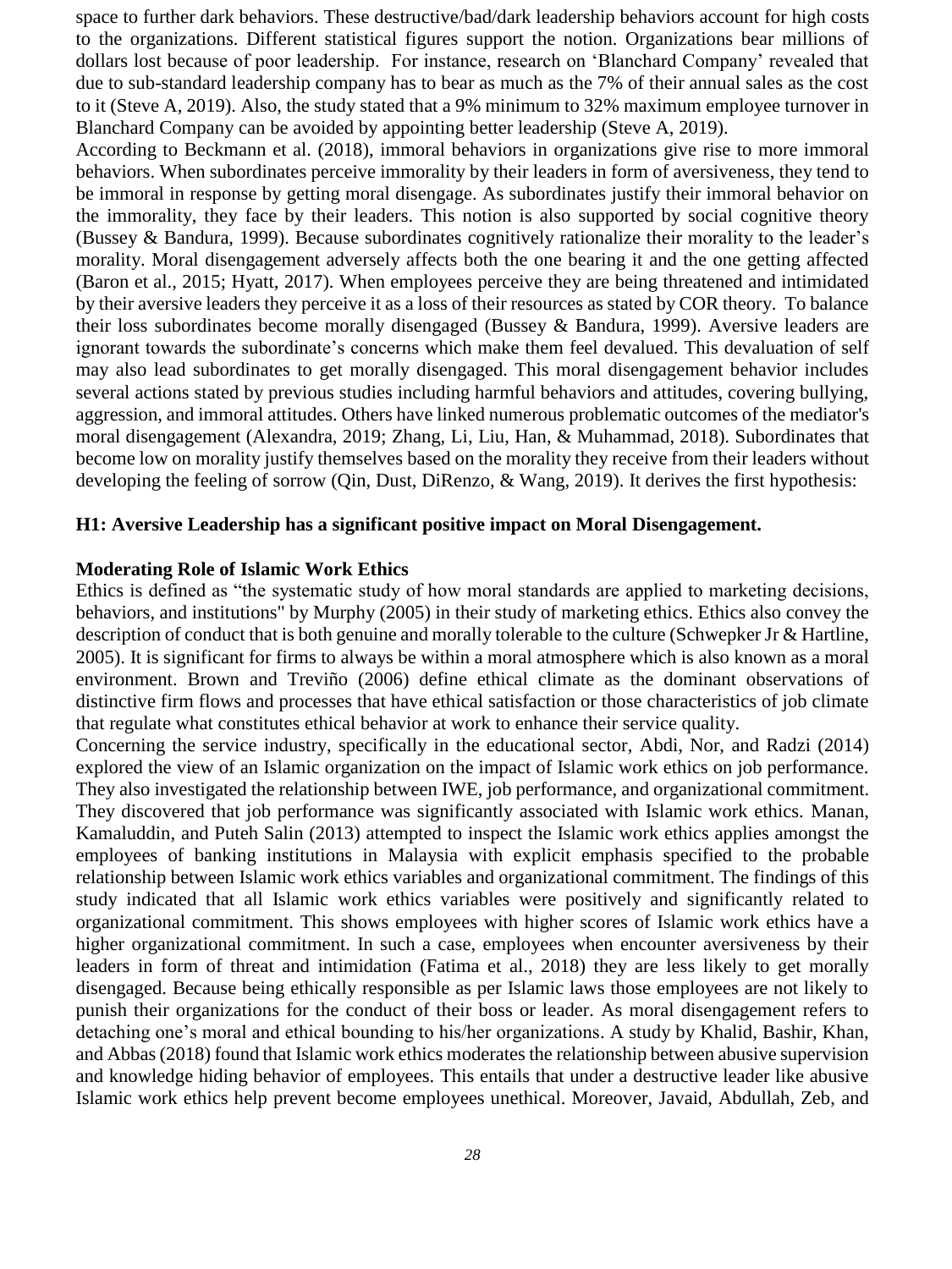space to further dark behaviors. These destructive/bad/dark leadership behaviors account for high costs to the organizations. Different statistical figures support the notion. Organizations bear millions of dollars lost because of poor leadership. For instance, research on 'Blanchard Company' revealed that due to sub-standard leadership company has to bear as much as the 7% of their annual sales as the cost to it (Steve A, 2019). Also, the study stated that a 9% minimum to 32% maximum employee turnover in Blanchard Company can be avoided by appointing better leadership (Steve A, 2019).

According to Beckmann et al. (2018), immoral behaviors in organizations give rise to more immoral behaviors. When subordinates perceive immorality by their leaders in form of aversiveness, they tend to be immoral in response by getting moral disengage. As subordinates justify their immoral behavior on the immorality, they face by their leaders. This notion is also supported by social cognitive theory (Bussey & Bandura, 1999). Because subordinates cognitively rationalize their morality to the leader's morality. Moral disengagement adversely affects both the one bearing it and the one getting affected (Baron et al., 2015; Hyatt, 2017). When employees perceive they are being threatened and intimidated by their aversive leaders they perceive it as a loss of their resources as stated by COR theory. To balance their loss subordinates become morally disengaged (Bussey & Bandura, 1999). Aversive leaders are ignorant towards the subordinate's concerns which make them feel devalued. This devaluation of self may also lead subordinates to get morally disengaged. This moral disengagement behavior includes several actions stated by previous studies including harmful behaviors and attitudes, covering bullying, aggression, and immoral attitudes. Others have linked numerous problematic outcomes of the mediator's moral disengagement (Alexandra, 2019; Zhang, Li, Liu, Han, & Muhammad, 2018). Subordinates that become low on morality justify themselves based on the morality they receive from their leaders without developing the feeling of sorrow (Qin, Dust, DiRenzo, & Wang, 2019). It derives the first hypothesis:

**H1: Aversive Leadership has a significant positive impact on Moral Disengagement.**

**Moderating Role of Islamic Work Ethics**

Ethics is defined as "the systematic study of how moral standards are applied to marketing decisions, behaviors, and institutions" by Murphy (2005) in their study of marketing ethics. Ethics also convey the description of conduct that is both genuine and morally tolerable to the culture (Schwepker Jr & Hartline, 2005). It is significant for firms to always be within a moral atmosphere which is also known as a moral environment. Brown and Treviño (2006) define ethical climate as the dominant observations of distinctive firm flows and processes that have ethical satisfaction or those characteristics of job climate that regulate what constitutes ethical behavior at work to enhance their service quality.

Concerning the service industry, specifically in the educational sector, Abdi, Nor, and Radzi (2014) explored the view of an Islamic organization on the impact of Islamic work ethics on job performance. They also investigated the relationship between IWE, job performance, and organizational commitment. They discovered that job performance was significantly associated with Islamic work ethics. Manan, Kamaluddin, and Puteh Salin (2013) attempted to inspect the Islamic work ethics applies amongst the employees of banking institutions in Malaysia with explicit emphasis specified to the probable relationship between Islamic work ethics variables and organizational commitment. The findings of this study indicated that all Islamic work ethics variables were positively and significantly related to organizational commitment. This shows employees with higher scores of Islamic work ethics have a higher organizational commitment. In such a case, employees when encounter aversiveness by their leaders in form of threat and intimidation (Fatima et al., 2018) they are less likely to get morally disengaged. Because being ethically responsible as per Islamic laws those employees are not likely to punish their organizations for the conduct of their boss or leader. As moral disengagement refers to detaching one's moral and ethical bounding to his/her organizations. A study by Khalid, Bashir, Khan, and Abbas (2018) found that Islamic work ethics moderates the relationship between abusive supervision and knowledge hiding behavior of employees. This entails that under a destructive leader like abusive Islamic work ethics help prevent become employees unethical. Moreover, Javaid, Abdullah, Zeb, and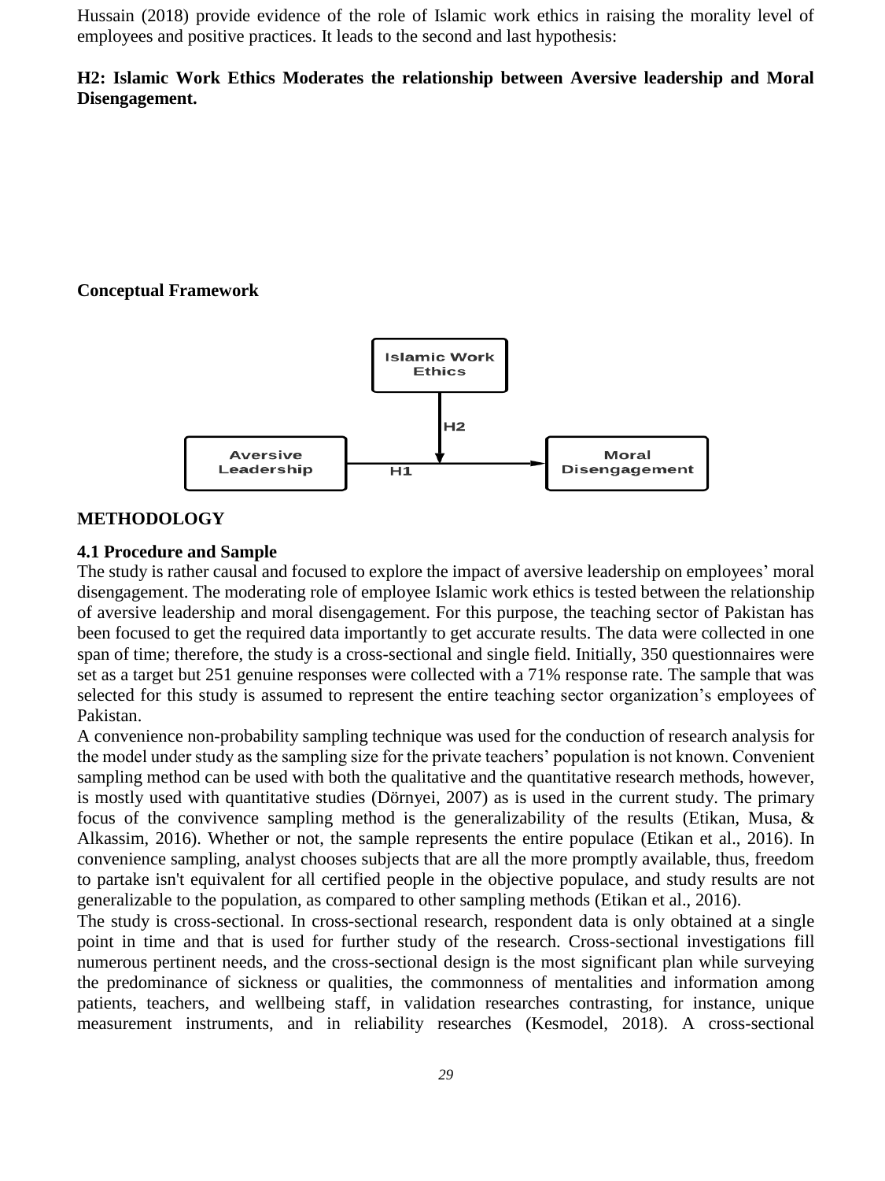Hussain (2018) provide evidence of the role of Islamic work ethics in raising the morality level of employees and positive practices. It leads to the second and last hypothesis:

**H2: Islamic Work Ethics Moderates the relationship between Aversive leadership and Moral Disengagement.**

**Conceptual Framework**

Islamic Work Ethics

H2

Aversive Leadership — H1 → Moral Disengagement

## METHODOLOGY

### 4.1 Procedure and Sample

The study is rather causal and focused to explore the impact of aversive leadership on employees' moral disengagement. The moderating role of employee Islamic work ethics is tested between the relationship of aversive leadership and moral disengagement. For this purpose, the teaching sector of Pakistan has been focused to get the required data importantly to get accurate results. The data were collected in one span of time; therefore, the study is a cross-sectional and single field. Initially, 350 questionnaires were set as a target but 251 genuine responses were collected with a 71% response rate. The sample that was selected for this study is assumed to represent the entire teaching sector organization's employees of Pakistan.

A convenience non-probability sampling technique was used for the conduction of research analysis for the model under study as the sampling size for the private teachers' population is not known. Convenient sampling method can be used with both the qualitative and the quantitative research methods, however, is mostly used with quantitative studies (Dörnyei, 2007) as is used in the current study. The primary focus of the convivence sampling method is the generalizability of the results (Etikan, Musa, & Alkassim, 2016). Whether or not, the sample represents the entire populace (Etikan et al., 2016). In convenience sampling, analyst chooses subjects that are all the more promptly available, thus, freedom to partake isn't equivalent for all certified people in the objective populace, and study results are not generalizable to the population, as compared to other sampling methods (Etikan et al., 2016).

The study is cross-sectional. In cross-sectional research, respondent data is only obtained at a single point in time and that is used for further study of the research. Cross-sectional investigations fill numerous pertinent needs, and the cross-sectional design is the most significant plan while surveying the predominance of sickness or qualities, the commonness of mentalities and information among patients, teachers, and wellbeing staff, in validation researches contrasting, for instance, unique measurement instruments, and in reliability researches (Kesmodel, 2018). A cross-sectional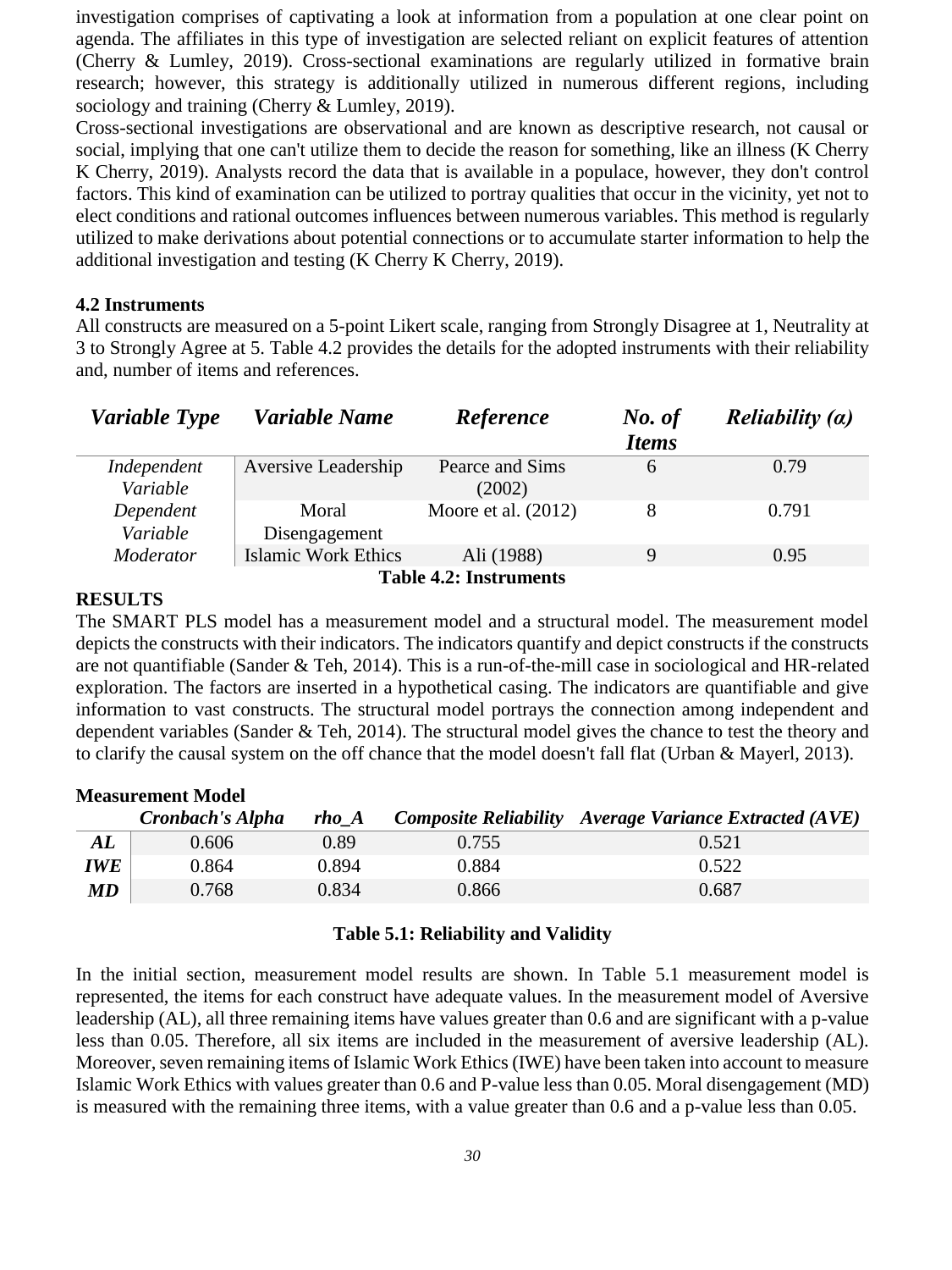investigation comprises of captivating a look at information from a population at one clear point on agenda. The affiliates in this type of investigation are selected reliant on explicit features of attention (Cherry & Lumley, 2019). Cross-sectional examinations are regularly utilized in formative brain research; however, this strategy is additionally utilized in numerous different regions, including sociology and training (Cherry & Lumley, 2019).

Cross-sectional investigations are observational and are known as descriptive research, not causal or social, implying that one can't utilize them to decide the reason for something, like an illness (K Cherry K Cherry, 2019). Analysts record the data that is available in a populace, however, they don't control factors. This kind of examination can be utilized to portray qualities that occur in the vicinity, yet not to elect conditions and rational outcomes influences between numerous variables. This method is regularly utilized to make derivations about potential connections or to accumulate starter information to help the additional investigation and testing (K Cherry K Cherry, 2019).

### 4.2 Instruments

All constructs are measured on a 5-point Likert scale, ranging from Strongly Disagree at 1, Neutrality at 3 to Strongly Agree at 5. Table 4.2 provides the details for the adopted instruments with their reliability and, number of items and references.

| *Variable Type* | *Variable Name* | *Reference* | *No. of Items* | *Reliability (α)* |
|---|---|---|---|---|
| *Independent Variable* | Aversive Leadership | Pearce and Sims (2002) | 6 | 0.79 |
| *Dependent Variable* | Moral Disengagement | Moore et al. (2012) | 8 | 0.791 |
| *Moderator* | Islamic Work Ethics | Ali (1988) | 9 | 0.95 |

**Table 4.2: Instruments**

## RESULTS

The SMART PLS model has a measurement model and a structural model. The measurement model depicts the constructs with their indicators. The indicators quantify and depict constructs if the constructs are not quantifiable (Sander & Teh, 2014). This is a run-of-the-mill case in sociological and HR-related exploration. The factors are inserted in a hypothetical casing. The indicators are quantifiable and give information to vast constructs. The structural model portrays the connection among independent and dependent variables (Sander & Teh, 2014). The structural model gives the chance to test the theory and to clarify the causal system on the off chance that the model doesn't fall flat (Urban & Mayerl, 2013).

### Measurement Model

| | *Cronbach's Alpha* | *rho_A* | *Composite Reliability* | *Average Variance Extracted (AVE)* |
|---|---|---|---|---|
| ***AL*** | 0.606 | 0.89 | 0.755 | 0.521 |
| ***IWE*** | 0.864 | 0.894 | 0.884 | 0.522 |
| ***MD*** | 0.768 | 0.834 | 0.866 | 0.687 |

**Table 5.1: Reliability and Validity**

In the initial section, measurement model results are shown. In Table 5.1 measurement model is represented, the items for each construct have adequate values. In the measurement model of Aversive leadership (AL), all three remaining items have values greater than 0.6 and are significant with a p-value less than 0.05. Therefore, all six items are included in the measurement of aversive leadership (AL). Moreover, seven remaining items of Islamic Work Ethics (IWE) have been taken into account to measure Islamic Work Ethics with values greater than 0.6 and P-value less than 0.05. Moral disengagement (MD) is measured with the remaining three items, with a value greater than 0.6 and a p-value less than 0.05.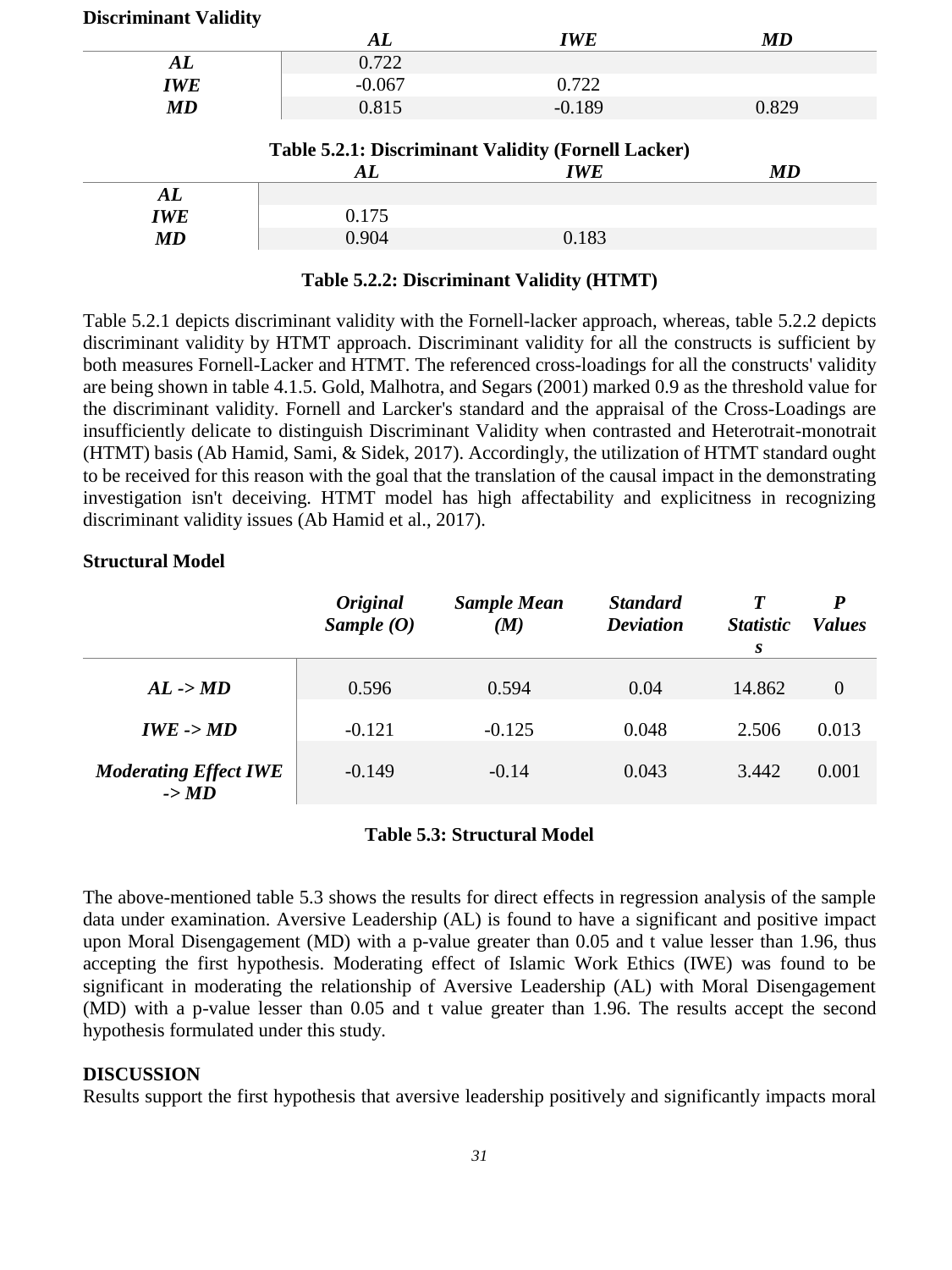**Discriminant Validity**

| | *AL* | *IWE* | *MD* |
|---|---|---|---|
| *AL* | 0.722 | | |
| *IWE* | -0.067 | 0.722 | |
| *MD* | 0.815 | -0.189 | 0.829 |

**Table 5.2.1: Discriminant Validity (Fornell Lacker)**

| | *AL* | *IWE* | *MD* |
|---|---|---|---|
| *AL* | | | |
| *IWE* | 0.175 | | |
| *MD* | 0.904 | 0.183 | |

**Table 5.2.2: Discriminant Validity (HTMT)**

Table 5.2.1 depicts discriminant validity with the Fornell-lacker approach, whereas, table 5.2.2 depicts discriminant validity by HTMT approach. Discriminant validity for all the constructs is sufficient by both measures Fornell-Lacker and HTMT. The referenced cross-loadings for all the constructs' validity are being shown in table 4.1.5. Gold, Malhotra, and Segars (2001) marked 0.9 as the threshold value for the discriminant validity. Fornell and Larcker's standard and the appraisal of the Cross-Loadings are insufficiently delicate to distinguish Discriminant Validity when contrasted and Heterotrait-monotrait (HTMT) basis (Ab Hamid, Sami, & Sidek, 2017). Accordingly, the utilization of HTMT standard ought to be received for this reason with the goal that the translation of the causal impact in the demonstrating investigation isn't deceiving. HTMT model has high affectability and explicitness in recognizing discriminant validity issues (Ab Hamid et al., 2017).

**Structural Model**

| | *Original Sample (O)* | *Sample Mean (M)* | *Standard Deviation* | *T Statistics* | *P Values* |
|---|---|---|---|---|---|
| *AL -> MD* | 0.596 | 0.594 | 0.04 | 14.862 | 0 |
| *IWE -> MD* | -0.121 | -0.125 | 0.048 | 2.506 | 0.013 |
| *Moderating Effect IWE -> MD* | -0.149 | -0.14 | 0.043 | 3.442 | 0.001 |

**Table 5.3: Structural Model**

The above-mentioned table 5.3 shows the results for direct effects in regression analysis of the sample data under examination. Aversive Leadership (AL) is found to have a significant and positive impact upon Moral Disengagement (MD) with a p-value greater than 0.05 and t value lesser than 1.96, thus accepting the first hypothesis. Moderating effect of Islamic Work Ethics (IWE) was found to be significant in moderating the relationship of Aversive Leadership (AL) with Moral Disengagement (MD) with a p-value lesser than 0.05 and t value greater than 1.96. The results accept the second hypothesis formulated under this study.

**DISCUSSION**

Results support the first hypothesis that aversive leadership positively and significantly impacts moral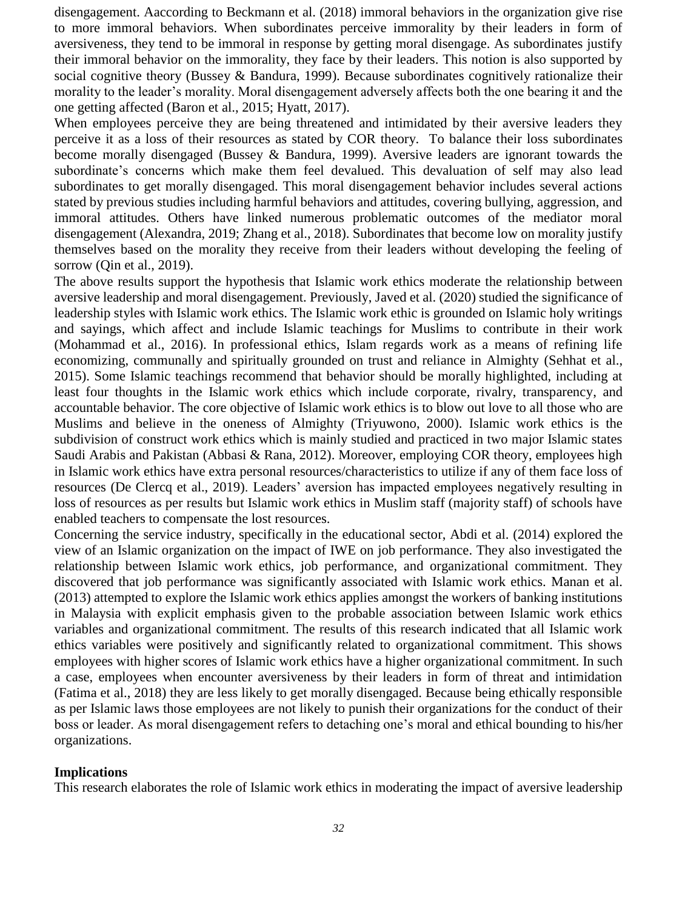disengagement. Aaccording to Beckmann et al. (2018) immoral behaviors in the organization give rise to more immoral behaviors. When subordinates perceive immorality by their leaders in form of aversiveness, they tend to be immoral in response by getting moral disengage. As subordinates justify their immoral behavior on the immorality, they face by their leaders. This notion is also supported by social cognitive theory (Bussey & Bandura, 1999). Because subordinates cognitively rationalize their morality to the leader's morality. Moral disengagement adversely affects both the one bearing it and the one getting affected (Baron et al., 2015; Hyatt, 2017).

When employees perceive they are being threatened and intimidated by their aversive leaders they perceive it as a loss of their resources as stated by COR theory. To balance their loss subordinates become morally disengaged (Bussey & Bandura, 1999). Aversive leaders are ignorant towards the subordinate's concerns which make them feel devalued. This devaluation of self may also lead subordinates to get morally disengaged. This moral disengagement behavior includes several actions stated by previous studies including harmful behaviors and attitudes, covering bullying, aggression, and immoral attitudes. Others have linked numerous problematic outcomes of the mediator moral disengagement (Alexandra, 2019; Zhang et al., 2018). Subordinates that become low on morality justify themselves based on the morality they receive from their leaders without developing the feeling of sorrow (Qin et al., 2019).

The above results support the hypothesis that Islamic work ethics moderate the relationship between aversive leadership and moral disengagement. Previously, Javed et al. (2020) studied the significance of leadership styles with Islamic work ethics. The Islamic work ethic is grounded on Islamic holy writings and sayings, which affect and include Islamic teachings for Muslims to contribute in their work (Mohammad et al., 2016). In professional ethics, Islam regards work as a means of refining life economizing, communally and spiritually grounded on trust and reliance in Almighty (Sehhat et al., 2015). Some Islamic teachings recommend that behavior should be morally highlighted, including at least four thoughts in the Islamic work ethics which include corporate, rivalry, transparency, and accountable behavior. The core objective of Islamic work ethics is to blow out love to all those who are Muslims and believe in the oneness of Almighty (Triyuwono, 2000). Islamic work ethics is the subdivision of construct work ethics which is mainly studied and practiced in two major Islamic states Saudi Arabis and Pakistan (Abbasi & Rana, 2012). Moreover, employing COR theory, employees high in Islamic work ethics have extra personal resources/characteristics to utilize if any of them face loss of resources (De Clercq et al., 2019). Leaders' aversion has impacted employees negatively resulting in loss of resources as per results but Islamic work ethics in Muslim staff (majority staff) of schools have enabled teachers to compensate the lost resources.

Concerning the service industry, specifically in the educational sector, Abdi et al. (2014) explored the view of an Islamic organization on the impact of IWE on job performance. They also investigated the relationship between Islamic work ethics, job performance, and organizational commitment. They discovered that job performance was significantly associated with Islamic work ethics. Manan et al. (2013) attempted to explore the Islamic work ethics applies amongst the workers of banking institutions in Malaysia with explicit emphasis given to the probable association between Islamic work ethics variables and organizational commitment. The results of this research indicated that all Islamic work ethics variables were positively and significantly related to organizational commitment. This shows employees with higher scores of Islamic work ethics have a higher organizational commitment. In such a case, employees when encounter aversiveness by their leaders in form of threat and intimidation (Fatima et al., 2018) they are less likely to get morally disengaged. Because being ethically responsible as per Islamic laws those employees are not likely to punish their organizations for the conduct of their boss or leader. As moral disengagement refers to detaching one's moral and ethical bounding to his/her organizations.

## Implications

This research elaborates the role of Islamic work ethics in moderating the impact of aversive leadership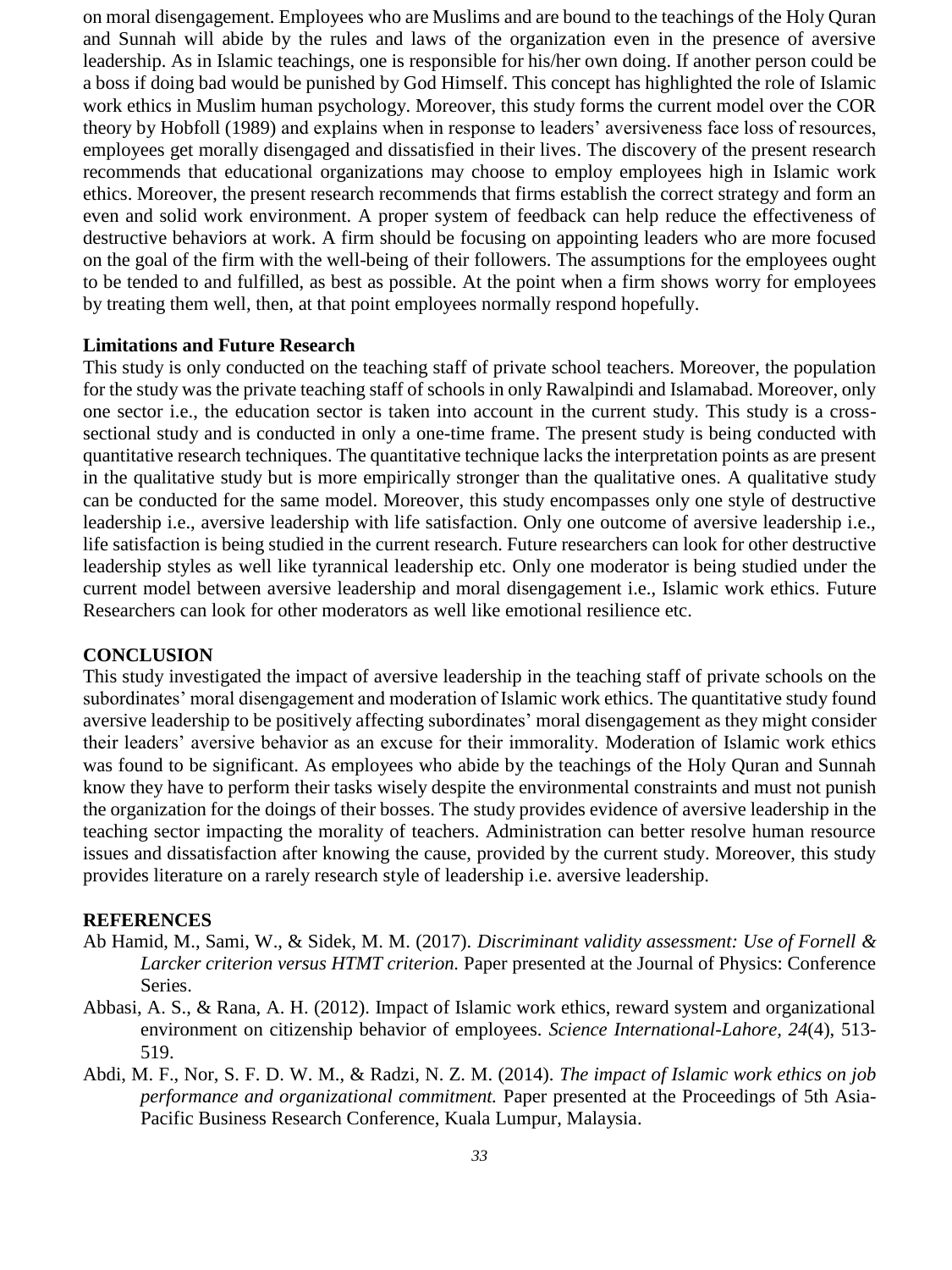on moral disengagement. Employees who are Muslims and are bound to the teachings of the Holy Quran and Sunnah will abide by the rules and laws of the organization even in the presence of aversive leadership. As in Islamic teachings, one is responsible for his/her own doing. If another person could be a boss if doing bad would be punished by God Himself. This concept has highlighted the role of Islamic work ethics in Muslim human psychology. Moreover, this study forms the current model over the COR theory by Hobfoll (1989) and explains when in response to leaders' aversiveness face loss of resources, employees get morally disengaged and dissatisfied in their lives. The discovery of the present research recommends that educational organizations may choose to employ employees high in Islamic work ethics. Moreover, the present research recommends that firms establish the correct strategy and form an even and solid work environment. A proper system of feedback can help reduce the effectiveness of destructive behaviors at work. A firm should be focusing on appointing leaders who are more focused on the goal of the firm with the well-being of their followers. The assumptions for the employees ought to be tended to and fulfilled, as best as possible. At the point when a firm shows worry for employees by treating them well, then, at that point employees normally respond hopefully.

### Limitations and Future Research

This study is only conducted on the teaching staff of private school teachers. Moreover, the population for the study was the private teaching staff of schools in only Rawalpindi and Islamabad. Moreover, only one sector i.e., the education sector is taken into account in the current study. This study is a cross-sectional study and is conducted in only a one-time frame. The present study is being conducted with quantitative research techniques. The quantitative technique lacks the interpretation points as are present in the qualitative study but is more empirically stronger than the qualitative ones. A qualitative study can be conducted for the same model. Moreover, this study encompasses only one style of destructive leadership i.e., aversive leadership with life satisfaction. Only one outcome of aversive leadership i.e., life satisfaction is being studied in the current research. Future researchers can look for other destructive leadership styles as well like tyrannical leadership etc. Only one moderator is being studied under the current model between aversive leadership and moral disengagement i.e., Islamic work ethics. Future Researchers can look for other moderators as well like emotional resilience etc.

## CONCLUSION

This study investigated the impact of aversive leadership in the teaching staff of private schools on the subordinates' moral disengagement and moderation of Islamic work ethics. The quantitative study found aversive leadership to be positively affecting subordinates' moral disengagement as they might consider their leaders' aversive behavior as an excuse for their immorality. Moderation of Islamic work ethics was found to be significant. As employees who abide by the teachings of the Holy Quran and Sunnah know they have to perform their tasks wisely despite the environmental constraints and must not punish the organization for the doings of their bosses. The study provides evidence of aversive leadership in the teaching sector impacting the morality of teachers. Administration can better resolve human resource issues and dissatisfaction after knowing the cause, provided by the current study. Moreover, this study provides literature on a rarely research style of leadership i.e. aversive leadership.

## REFERENCES

Ab Hamid, M., Sami, W., & Sidek, M. M. (2017). *Discriminant validity assessment: Use of Fornell & Larcker criterion versus HTMT criterion.* Paper presented at the Journal of Physics: Conference Series.

Abbasi, A. S., & Rana, A. H. (2012). Impact of Islamic work ethics, reward system and organizational environment on citizenship behavior of employees. *Science International-Lahore, 24*(4), 513-519.

Abdi, M. F., Nor, S. F. D. W. M., & Radzi, N. Z. M. (2014). *The impact of Islamic work ethics on job performance and organizational commitment.* Paper presented at the Proceedings of 5th Asia-Pacific Business Research Conference, Kuala Lumpur, Malaysia.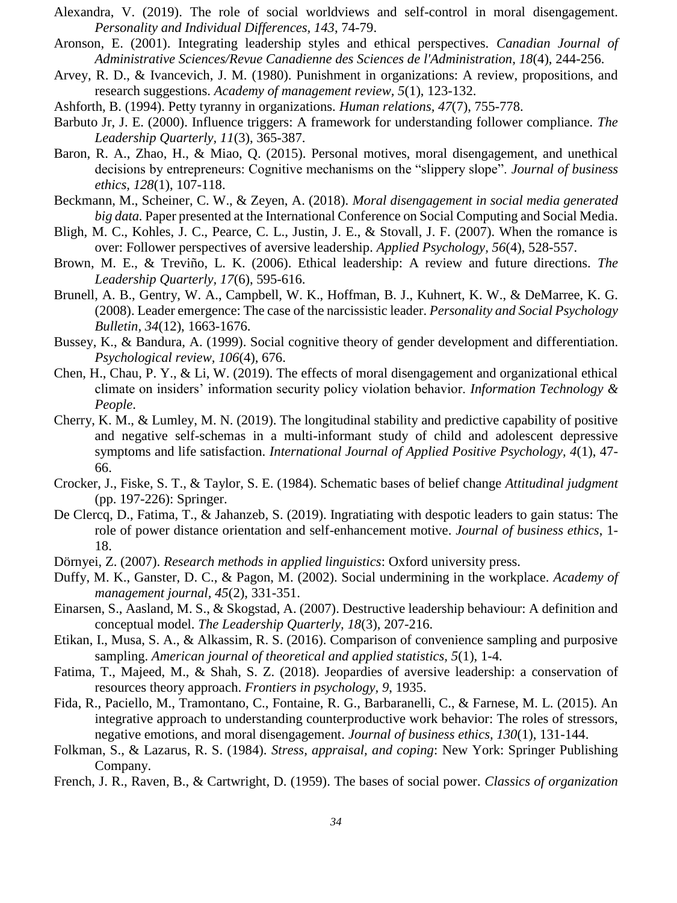Alexandra, V. (2019). The role of social worldviews and self-control in moral disengagement. *Personality and Individual Differences, 143*, 74-79.

Aronson, E. (2001). Integrating leadership styles and ethical perspectives. *Canadian Journal of Administrative Sciences/Revue Canadienne des Sciences de l'Administration, 18*(4), 244-256.

Arvey, R. D., & Ivancevich, J. M. (1980). Punishment in organizations: A review, propositions, and research suggestions. *Academy of management review, 5*(1), 123-132.

Ashforth, B. (1994). Petty tyranny in organizations. *Human relations, 47*(7), 755-778.

Barbuto Jr, J. E. (2000). Influence triggers: A framework for understanding follower compliance. *The Leadership Quarterly, 11*(3), 365-387.

Baron, R. A., Zhao, H., & Miao, Q. (2015). Personal motives, moral disengagement, and unethical decisions by entrepreneurs: Cognitive mechanisms on the "slippery slope". *Journal of business ethics, 128*(1), 107-118.

Beckmann, M., Scheiner, C. W., & Zeyen, A. (2018). *Moral disengagement in social media generated big data*. Paper presented at the International Conference on Social Computing and Social Media.

Bligh, M. C., Kohles, J. C., Pearce, C. L., Justin, J. E., & Stovall, J. F. (2007). When the romance is over: Follower perspectives of aversive leadership. *Applied Psychology, 56*(4), 528-557.

Brown, M. E., & Treviño, L. K. (2006). Ethical leadership: A review and future directions. *The Leadership Quarterly, 17*(6), 595-616.

Brunell, A. B., Gentry, W. A., Campbell, W. K., Hoffman, B. J., Kuhnert, K. W., & DeMarree, K. G. (2008). Leader emergence: The case of the narcissistic leader. *Personality and Social Psychology Bulletin, 34*(12), 1663-1676.

Bussey, K., & Bandura, A. (1999). Social cognitive theory of gender development and differentiation. *Psychological review, 106*(4), 676.

Chen, H., Chau, P. Y., & Li, W. (2019). The effects of moral disengagement and organizational ethical climate on insiders' information security policy violation behavior. *Information Technology & People*.

Cherry, K. M., & Lumley, M. N. (2019). The longitudinal stability and predictive capability of positive and negative self-schemas in a multi-informant study of child and adolescent depressive symptoms and life satisfaction. *International Journal of Applied Positive Psychology, 4*(1), 47-66.

Crocker, J., Fiske, S. T., & Taylor, S. E. (1984). Schematic bases of belief change *Attitudinal judgment* (pp. 197-226): Springer.

De Clercq, D., Fatima, T., & Jahanzeb, S. (2019). Ingratiating with despotic leaders to gain status: The role of power distance orientation and self-enhancement motive. *Journal of business ethics*, 1-18.

Dörnyei, Z. (2007). *Research methods in applied linguistics*: Oxford university press.

Duffy, M. K., Ganster, D. C., & Pagon, M. (2002). Social undermining in the workplace. *Academy of management journal, 45*(2), 331-351.

Einarsen, S., Aasland, M. S., & Skogstad, A. (2007). Destructive leadership behaviour: A definition and conceptual model. *The Leadership Quarterly, 18*(3), 207-216.

Etikan, I., Musa, S. A., & Alkassim, R. S. (2016). Comparison of convenience sampling and purposive sampling. *American journal of theoretical and applied statistics, 5*(1), 1-4.

Fatima, T., Majeed, M., & Shah, S. Z. (2018). Jeopardies of aversive leadership: a conservation of resources theory approach. *Frontiers in psychology, 9*, 1935.

Fida, R., Paciello, M., Tramontano, C., Fontaine, R. G., Barbaranelli, C., & Farnese, M. L. (2015). An integrative approach to understanding counterproductive work behavior: The roles of stressors, negative emotions, and moral disengagement. *Journal of business ethics, 130*(1), 131-144.

Folkman, S., & Lazarus, R. S. (1984). *Stress, appraisal, and coping*: New York: Springer Publishing Company.

French, J. R., Raven, B., & Cartwright, D. (1959). The bases of social power. *Classics of organization*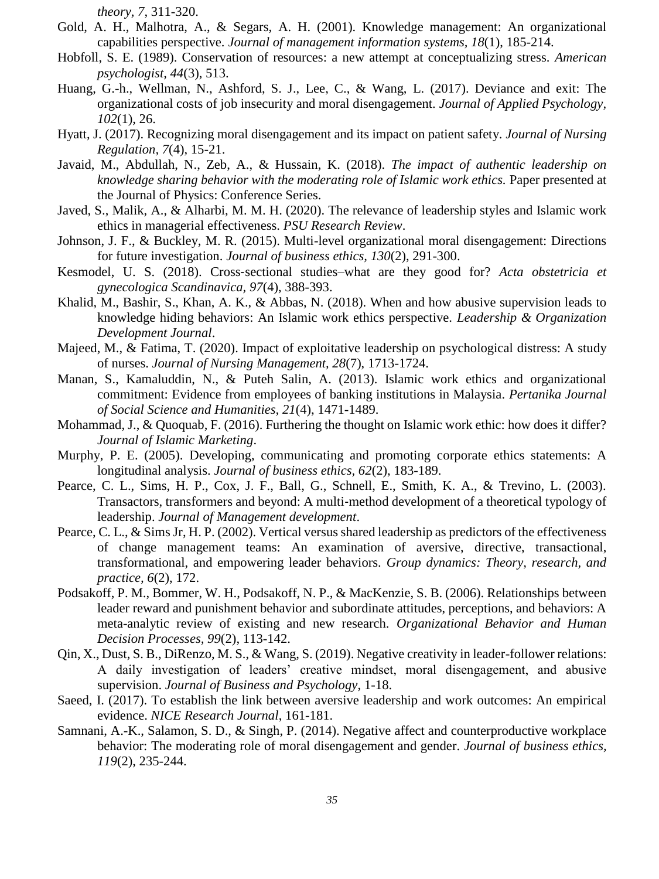*theory, 7*, 311-320.

Gold, A. H., Malhotra, A., & Segars, A. H. (2001). Knowledge management: An organizational capabilities perspective. *Journal of management information systems, 18*(1), 185-214.

Hobfoll, S. E. (1989). Conservation of resources: a new attempt at conceptualizing stress. *American psychologist, 44*(3), 513.

Huang, G.-h., Wellman, N., Ashford, S. J., Lee, C., & Wang, L. (2017). Deviance and exit: The organizational costs of job insecurity and moral disengagement. *Journal of Applied Psychology, 102*(1), 26.

Hyatt, J. (2017). Recognizing moral disengagement and its impact on patient safety. *Journal of Nursing Regulation, 7*(4), 15-21.

Javaid, M., Abdullah, N., Zeb, A., & Hussain, K. (2018). *The impact of authentic leadership on knowledge sharing behavior with the moderating role of Islamic work ethics.* Paper presented at the Journal of Physics: Conference Series.

Javed, S., Malik, A., & Alharbi, M. M. H. (2020). The relevance of leadership styles and Islamic work ethics in managerial effectiveness. *PSU Research Review*.

Johnson, J. F., & Buckley, M. R. (2015). Multi-level organizational moral disengagement: Directions for future investigation. *Journal of business ethics, 130*(2), 291-300.

Kesmodel, U. S. (2018). Cross‐sectional studies–what are they good for? *Acta obstetricia et gynecologica Scandinavica, 97*(4), 388-393.

Khalid, M., Bashir, S., Khan, A. K., & Abbas, N. (2018). When and how abusive supervision leads to knowledge hiding behaviors: An Islamic work ethics perspective. *Leadership & Organization Development Journal*.

Majeed, M., & Fatima, T. (2020). Impact of exploitative leadership on psychological distress: A study of nurses. *Journal of Nursing Management, 28*(7), 1713-1724.

Manan, S., Kamaluddin, N., & Puteh Salin, A. (2013). Islamic work ethics and organizational commitment: Evidence from employees of banking institutions in Malaysia. *Pertanika Journal of Social Science and Humanities, 21*(4), 1471-1489.

Mohammad, J., & Quoquab, F. (2016). Furthering the thought on Islamic work ethic: how does it differ? *Journal of Islamic Marketing*.

Murphy, P. E. (2005). Developing, communicating and promoting corporate ethics statements: A longitudinal analysis. *Journal of business ethics, 62*(2), 183-189.

Pearce, C. L., Sims, H. P., Cox, J. F., Ball, G., Schnell, E., Smith, K. A., & Trevino, L. (2003). Transactors, transformers and beyond: A multi‐method development of a theoretical typology of leadership. *Journal of Management development*.

Pearce, C. L., & Sims Jr, H. P. (2002). Vertical versus shared leadership as predictors of the effectiveness of change management teams: An examination of aversive, directive, transactional, transformational, and empowering leader behaviors. *Group dynamics: Theory, research, and practice, 6*(2), 172.

Podsakoff, P. M., Bommer, W. H., Podsakoff, N. P., & MacKenzie, S. B. (2006). Relationships between leader reward and punishment behavior and subordinate attitudes, perceptions, and behaviors: A meta-analytic review of existing and new research. *Organizational Behavior and Human Decision Processes, 99*(2), 113-142.

Qin, X., Dust, S. B., DiRenzo, M. S., & Wang, S. (2019). Negative creativity in leader-follower relations: A daily investigation of leaders' creative mindset, moral disengagement, and abusive supervision. *Journal of Business and Psychology*, 1-18.

Saeed, I. (2017). To establish the link between aversive leadership and work outcomes: An empirical evidence. *NICE Research Journal*, 161-181.

Samnani, A.-K., Salamon, S. D., & Singh, P. (2014). Negative affect and counterproductive workplace behavior: The moderating role of moral disengagement and gender. *Journal of business ethics, 119*(2), 235-244.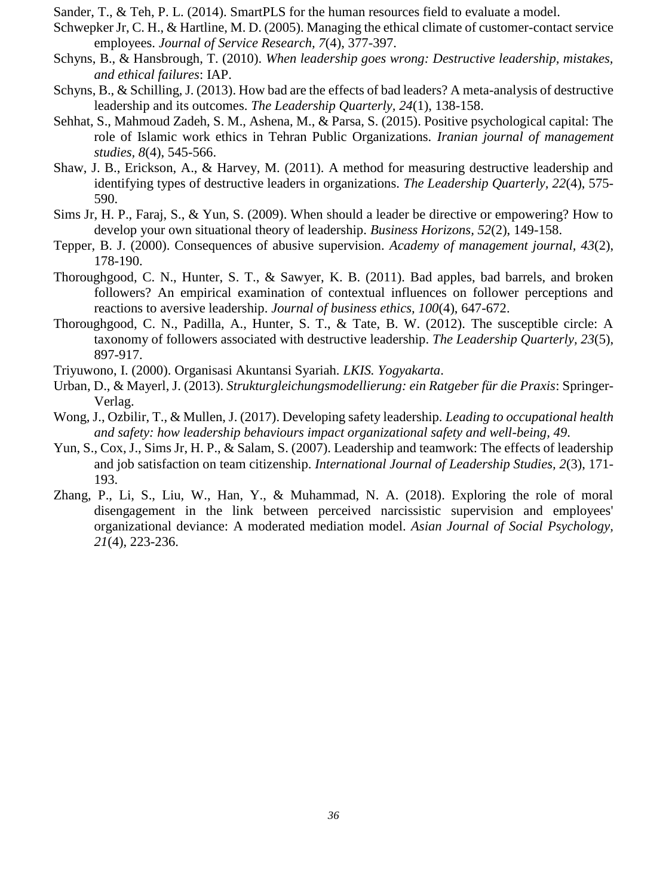Sander, T., & Teh, P. L. (2014). SmartPLS for the human resources field to evaluate a model.

Schwepker Jr, C. H., & Hartline, M. D. (2005). Managing the ethical climate of customer-contact service employees. *Journal of Service Research, 7*(4), 377-397.

Schyns, B., & Hansbrough, T. (2010). *When leadership goes wrong: Destructive leadership, mistakes, and ethical failures*: IAP.

Schyns, B., & Schilling, J. (2013). How bad are the effects of bad leaders? A meta-analysis of destructive leadership and its outcomes. *The Leadership Quarterly, 24*(1), 138-158.

Sehhat, S., Mahmoud Zadeh, S. M., Ashena, M., & Parsa, S. (2015). Positive psychological capital: The role of Islamic work ethics in Tehran Public Organizations. *Iranian journal of management studies, 8*(4), 545-566.

Shaw, J. B., Erickson, A., & Harvey, M. (2011). A method for measuring destructive leadership and identifying types of destructive leaders in organizations. *The Leadership Quarterly, 22*(4), 575-590.

Sims Jr, H. P., Faraj, S., & Yun, S. (2009). When should a leader be directive or empowering? How to develop your own situational theory of leadership. *Business Horizons, 52*(2), 149-158.

Tepper, B. J. (2000). Consequences of abusive supervision. *Academy of management journal, 43*(2), 178-190.

Thoroughgood, C. N., Hunter, S. T., & Sawyer, K. B. (2011). Bad apples, bad barrels, and broken followers? An empirical examination of contextual influences on follower perceptions and reactions to aversive leadership. *Journal of business ethics, 100*(4), 647-672.

Thoroughgood, C. N., Padilla, A., Hunter, S. T., & Tate, B. W. (2012). The susceptible circle: A taxonomy of followers associated with destructive leadership. *The Leadership Quarterly, 23*(5), 897-917.

Triyuwono, I. (2000). Organisasi Akuntansi Syariah. *LKIS. Yogyakarta*.

Urban, D., & Mayerl, J. (2013). *Strukturgleichungsmodellierung: ein Ratgeber für die Praxis*: Springer-Verlag.

Wong, J., Ozbilir, T., & Mullen, J. (2017). Developing safety leadership. *Leading to occupational health and safety: how leadership behaviours impact organizational safety and well-being, 49*.

Yun, S., Cox, J., Sims Jr, H. P., & Salam, S. (2007). Leadership and teamwork: The effects of leadership and job satisfaction on team citizenship. *International Journal of Leadership Studies, 2*(3), 171-193.

Zhang, P., Li, S., Liu, W., Han, Y., & Muhammad, N. A. (2018). Exploring the role of moral disengagement in the link between perceived narcissistic supervision and employees' organizational deviance: A moderated mediation model. *Asian Journal of Social Psychology, 21*(4), 223-236.